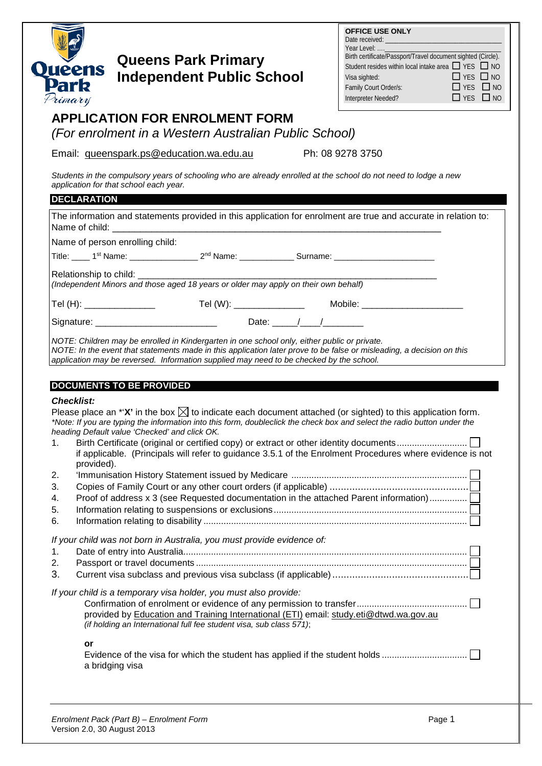# Queens Park Primary Independent Public School

**OFFICE USE ONLY**
Date received: ______________________________
Year Level: ....______________________________
Birth certificate/Passport/Travel document sighted (Circle).
Student resides within local intake area ☐ YES ☐ NO
Visa sighted: ☐ YES ☐ NO
Family Court Order/s: ☐ YES ☐ NO
Interpreter Needed? ☐ YES ☐ NO

## APPLICATION FOR ENROLMENT FORM

*(For enrolment in a Western Australian Public School)*

Email: queenspark.ps@education.wa.edu.au Ph: 08 9278 3750

*Students in the compulsory years of schooling who are already enrolled at the school do not need to lodge a new application for that school each year.*

### DECLARATION

The information and statements provided in this application for enrolment are true and accurate in relation to:
Name of child: ____________________________________________________________________

Name of person enrolling child:

Title: ____ 1st Name: _______________ 2nd Name: ____________ Surname: ______________________

Relationship to child: ______________________________________________________________
*(Independent Minors and those aged 18 years or older may apply on their own behalf)*

Tel (H): ______________ Tel (W): ______________ Mobile: _____________________

Signature: ________________________ Date: _____/____/________

*NOTE: Children may be enrolled in Kindergarten in one school only, either public or private.*
*NOTE: In the event that statements made in this application later prove to be false or misleading, a decision on this application may be reversed. Information supplied may need to be checked by the school.*

### DOCUMENTS TO BE PROVIDED

***Checklist:***

Please place an *'**X'** in the box ☒ to indicate each document attached (or sighted) to this application form.
*\*Note: If you are typing the information into this form, doubleclick the check box and select the radio button under the heading Default value 'Checked' and click OK.*

1. Birth Certificate (original or certified copy) or extract or other identity documents ........................... ☐
   if applicable. (Principals will refer to guidance 3.5.1 of the Enrolment Procedures where evidence is not provided).
2. 'Immunisation History Statement issued by Medicare ........................................................................ ☐
3. Copies of Family Court or any other court orders (if applicable) ............................................... ☐
4. Proof of address x 3 (see Requested documentation in the attached Parent information)............... ☐
5. Information relating to suspensions or exclusions ............................................................................ ☐
6. Information relating to disability ....................................................................................................... ☐

*If your child was not born in Australia, you must provide evidence of:*

1. Date of entry into Australia................................................................................................................ ☐
2. Passport or travel documents ........................................................................................................... ☐
3. Current visa subclass and previous visa subclass (if applicable) ............................................... ☐

*If your child is a temporary visa holder, you must also provide:*

Confirmation of enrolment or evidence of any permission to transfer........................................... ☐
provided by Education and Training International (ETI) email: study.eti@dtwd.wa.gov.au
*(if holding an International full fee student visa, sub class 571)*;

**or**

Evidence of the visa for which the student has applied if the student holds ................................. ☐
a bridging visa

*Enrolment Pack (Part B) – Enrolment Form*
Version 2.0, 30 August 2013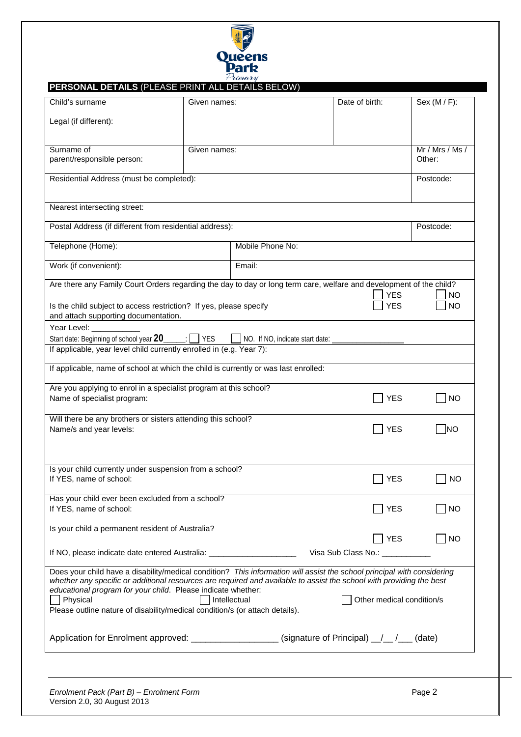Queens Park Primary

## PERSONAL DETAILS (PLEASE PRINT ALL DETAILS BELOW)

| | | | |
|---|---|---|---|
| Child's surname<br><br>Legal (if different): | Given names: | Date of birth: | Sex (M / F): |
| Surname of parent/responsible person: | Given names: | | Mr / Mrs / Ms / Other: |
| Residential Address (must be completed): | | | Postcode: |
| Nearest intersecting street: | | | |
| Postal Address (if different from residential address): | | | Postcode: |
| Telephone (Home): | Mobile Phone No: | | |
| Work (if convenient): | Email: | | |

Are there any Family Court Orders regarding the day to day or long term care, welfare and development of the child? ☐ YES ☐ NO

Is the child subject to access restriction? If yes, please specify and attach supporting documentation. ☐ YES ☐ NO

Year Level: ___________

Start date: Beginning of school year **20**_____: ☐ YES ☐ NO. If NO, indicate start date: _________________

If applicable, year level child currently enrolled in (e.g. Year 7):

If applicable, name of school at which the child is currently or was last enrolled:

Are you applying to enrol in a specialist program at this school? ☐ YES ☐ NO
Name of specialist program:

Will there be any brothers or sisters attending this school? ☐ YES ☐ NO
Name/s and year levels:

Is your child currently under suspension from a school? ☐ YES ☐ NO
If YES, name of school:

Has your child ever been excluded from a school? ☐ YES ☐ NO
If YES, name of school:

Is your child a permanent resident of Australia? ☐ YES ☐ NO

If NO, please indicate date entered Australia: ____________________ Visa Sub Class No.: ___________

Does your child have a disability/medical condition? *This information will assist the school principal with considering whether any specific or additional resources are required and available to assist the school with providing the best educational program for your child*. Please indicate whether:

☐ Physical ☐ Intellectual ☐ Other medical condition/s

Please outline nature of disability/medical condition/s (or attach details).

Application for Enrolment approved: __________________ (signature of Principal) __/__ /___ (date)

*Enrolment Pack (Part B) – Enrolment Form*
Version 2.0, 30 August 2013